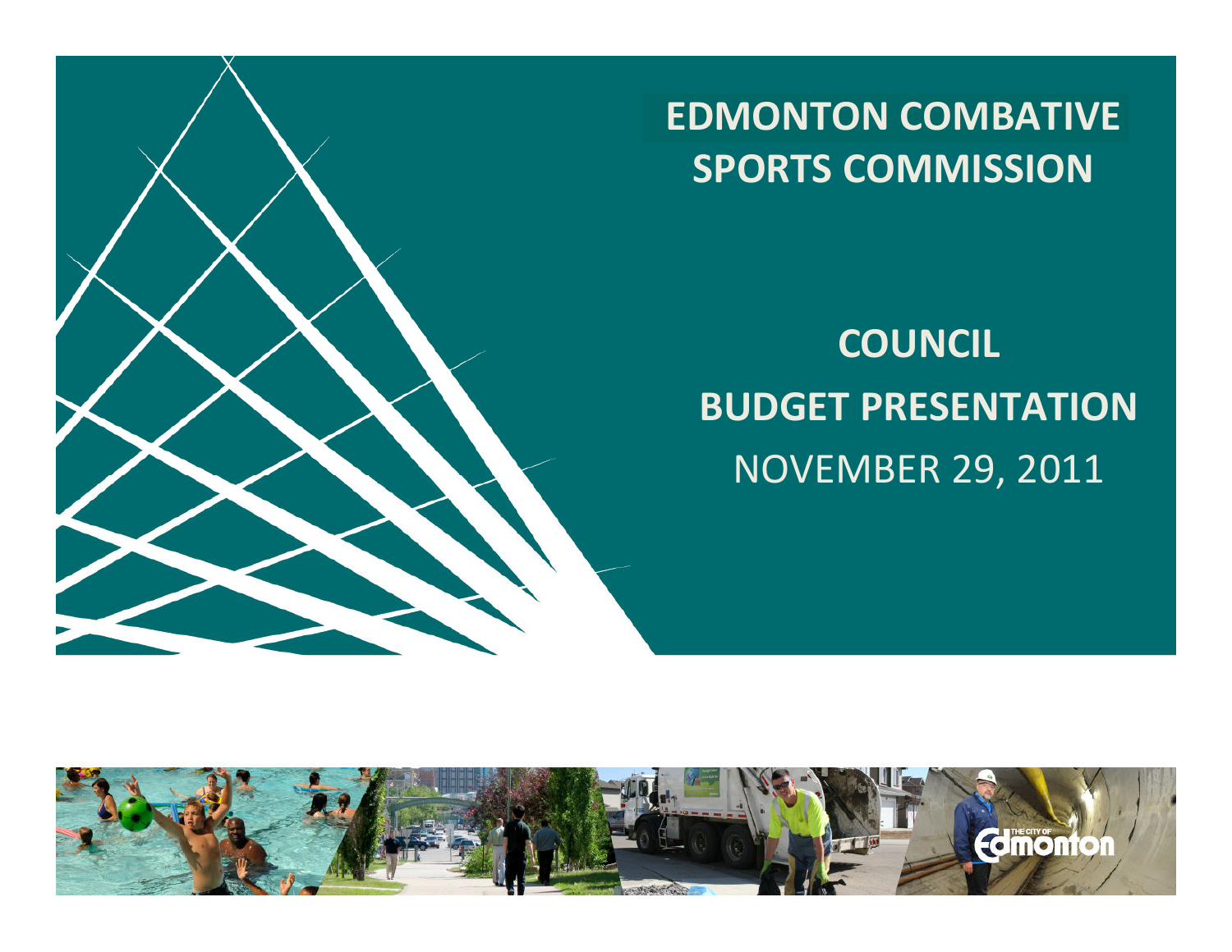# EDMONTON COMBATIVE SPORTS COMMISSION

## COUNCIL BUDGET PRESENTATION

NOVEMBER 29, 2011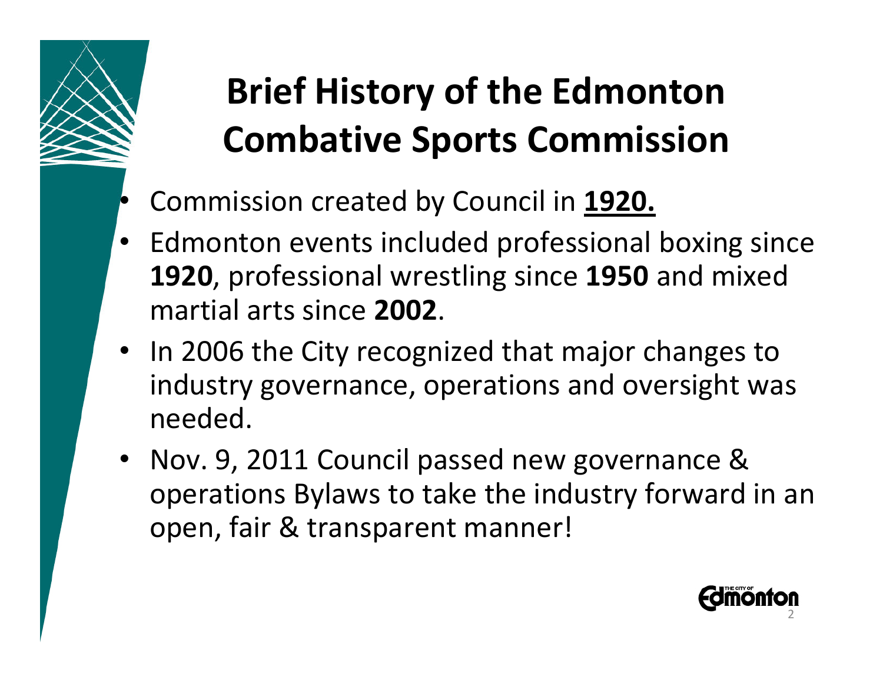# Brief History of the Edmonton Combative Sports Commission

- Commission created by Council in **<u>1920.</u>**
- Edmonton events included professional boxing since **1920**, professional wrestling since **1950** and mixed martial arts since **2002**.
- In 2006 the City recognized that major changes to industry governance, operations and oversight was needed.
- Nov. 9, 2011 Council passed new governance & operations Bylaws to take the industry forward in an open, fair & transparent manner!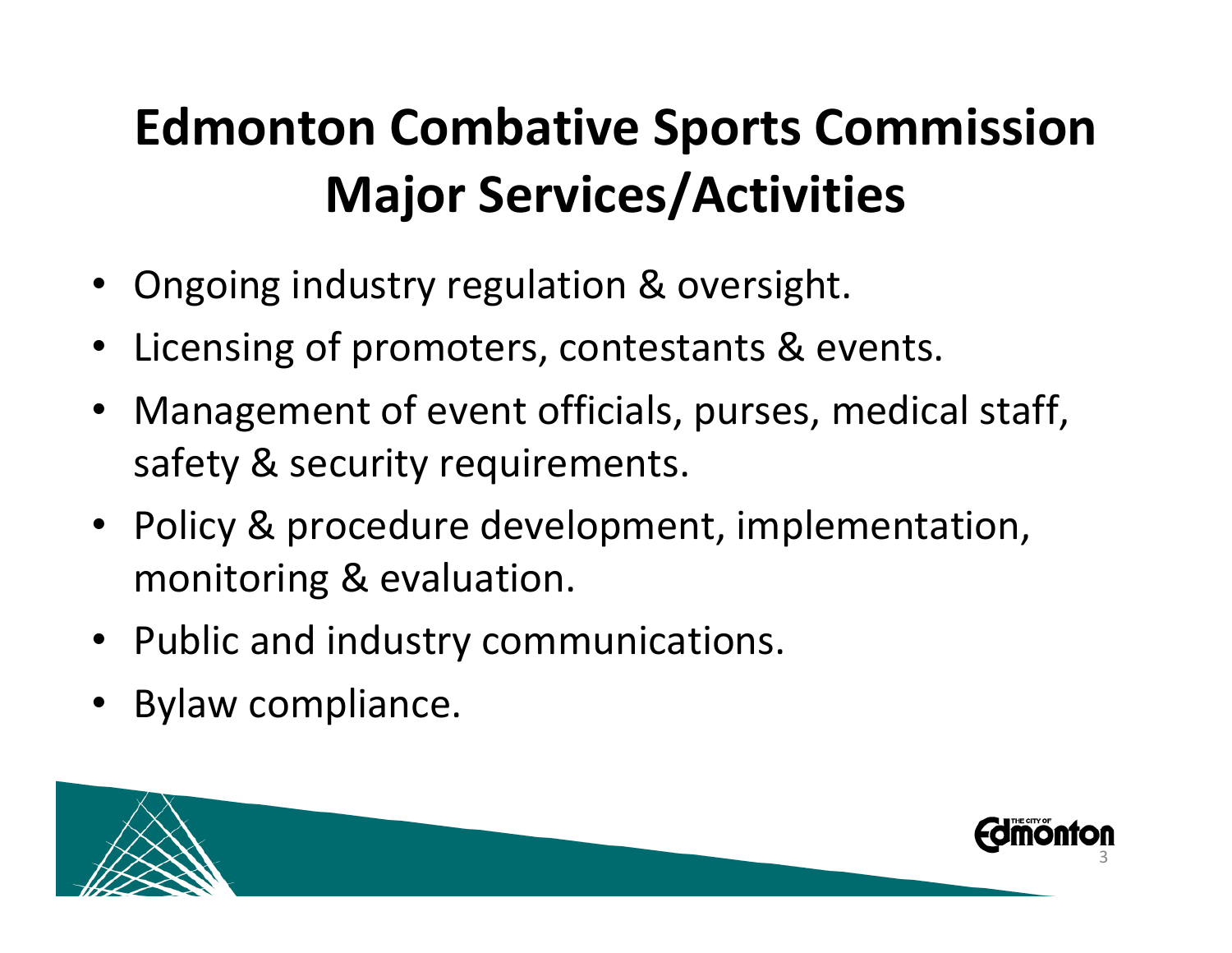# Edmonton Combative Sports Commission Major Services/Activities

- Ongoing industry regulation & oversight.
- Licensing of promoters, contestants & events.
- Management of event officials, purses, medical staff, safety & security requirements.
- Policy & procedure development, implementation, monitoring & evaluation.
- Public and industry communications.
- Bylaw compliance.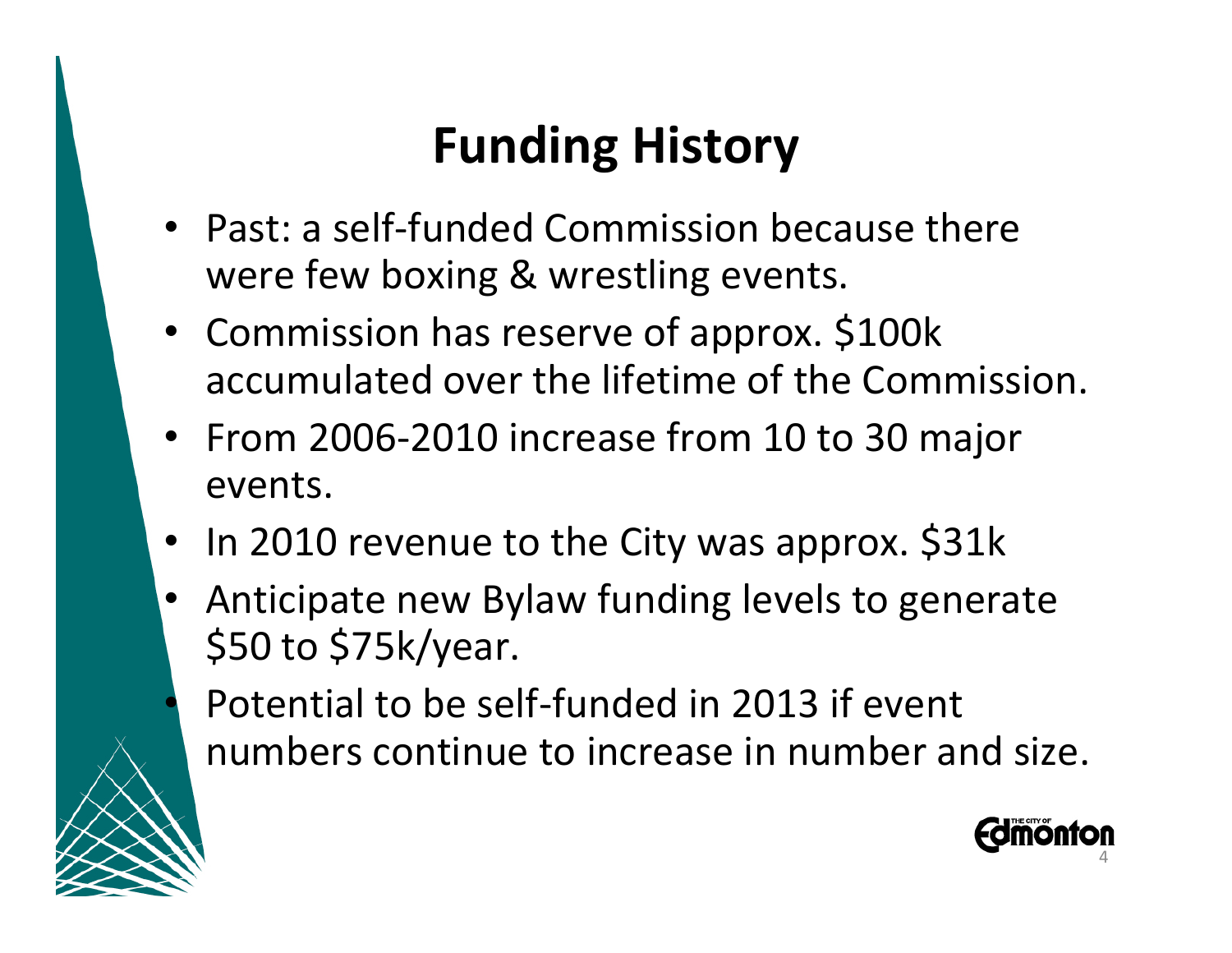# Funding History

- Past: a self-funded Commission because there were few boxing & wrestling events.
- Commission has reserve of approx. $100k accumulated over the lifetime of the Commission.
- From 2006-2010 increase from 10 to 30 major events.
- In 2010 revenue to the City was approx. $31k
- Anticipate new Bylaw funding levels to generate $50 to $75k/year.
- Potential to be self-funded in 2013 if event numbers continue to increase in number and size.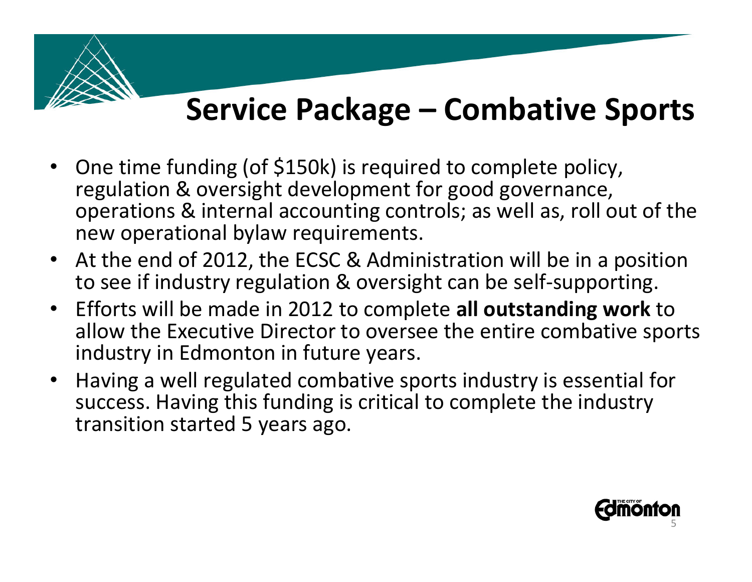# Service Package – Combative Sports

- One time funding (of $150k) is required to complete policy, regulation & oversight development for good governance, operations & internal accounting controls; as well as, roll out of the new operational bylaw requirements.
- At the end of 2012, the ECSC & Administration will be in a position to see if industry regulation & oversight can be self-supporting.
- Efforts will be made in 2012 to complete **all outstanding work** to allow the Executive Director to oversee the entire combative sports industry in Edmonton in future years.
- Having a well regulated combative sports industry is essential for success. Having this funding is critical to complete the industry transition started 5 years ago.